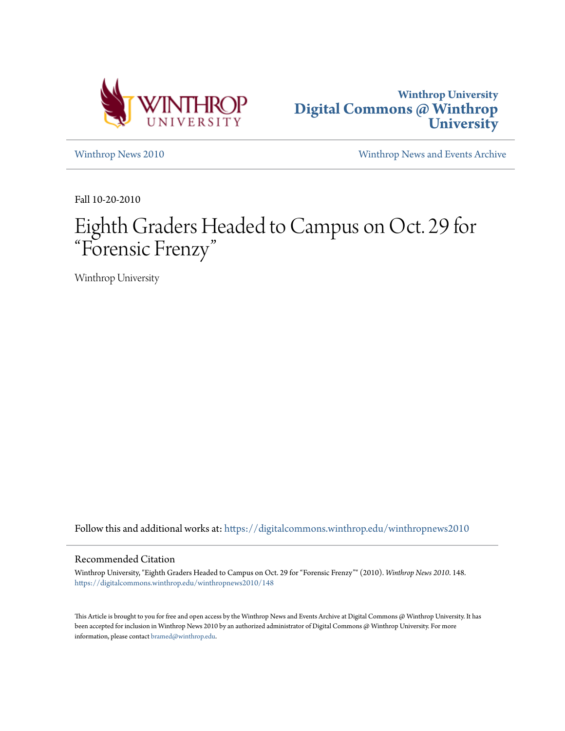Winthrop University
# Digital Commons @ Winthrop University

Winthrop News 2010 | Winthrop News and Events Archive

Fall 10-20-2010

# Eighth Graders Headed to Campus on Oct. 29 for "Forensic Frenzy"

Winthrop University

Follow this and additional works at: https://digitalcommons.winthrop.edu/winthropnews2010

## Recommended Citation

Winthrop University, "Eighth Graders Headed to Campus on Oct. 29 for "Forensic Frenzy"" (2010). *Winthrop News 2010*. 148.
https://digitalcommons.winthrop.edu/winthropnews2010/148

This Article is brought to you for free and open access by the Winthrop News and Events Archive at Digital Commons @ Winthrop University. It has been accepted for inclusion in Winthrop News 2010 by an authorized administrator of Digital Commons @ Winthrop University. For more information, please contact bramed@winthrop.edu.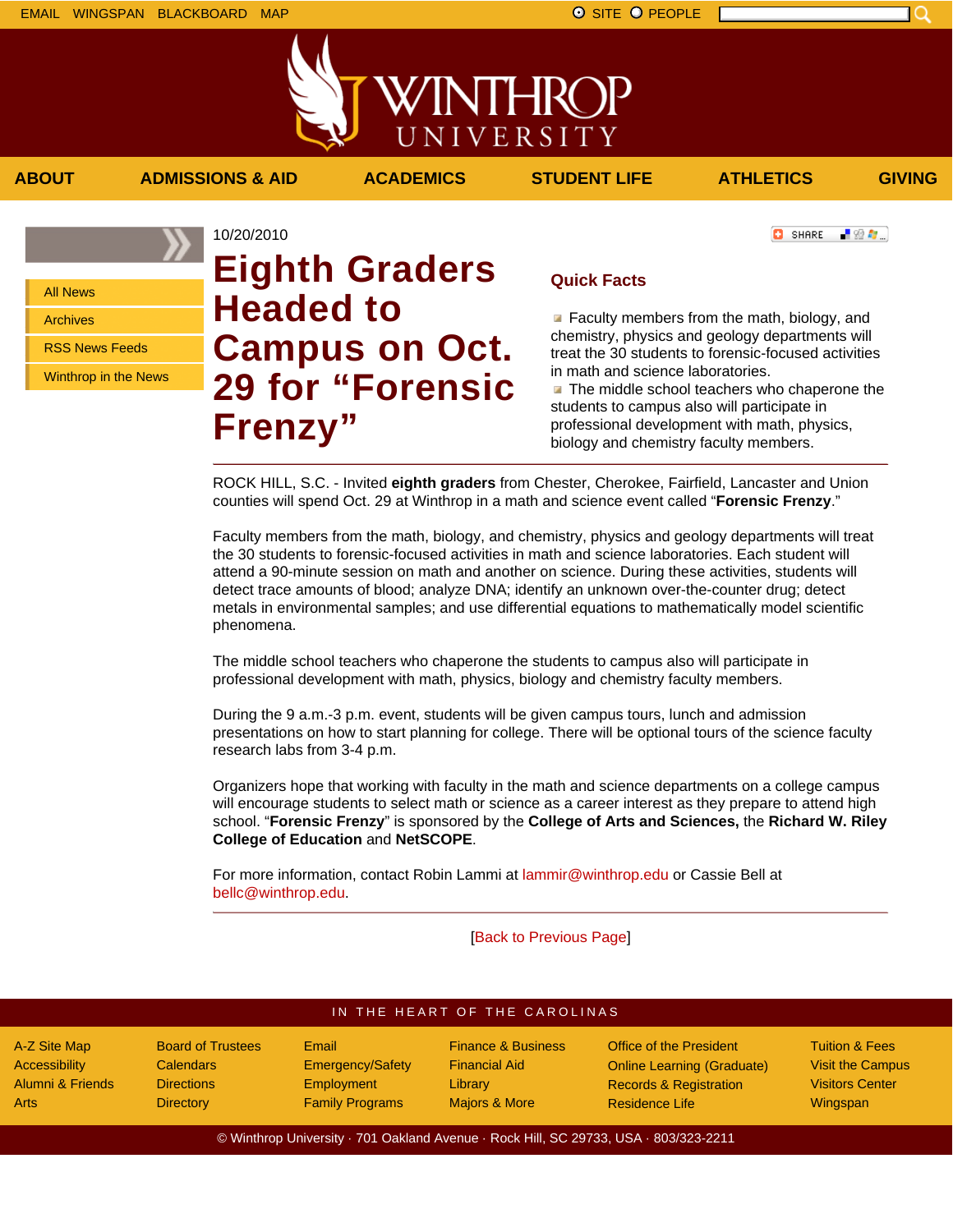EMAIL WINGSPAN BLACKBOARD MAP

SITE PEOPLE

WINTHROP UNIVERSITY

ABOUT | ADMISSIONS & AID | ACADEMICS | STUDENT LIFE | ATHLETICS | GIVING

- All News
- Archives
- RSS News Feeds
- Winthrop in the News

10/20/2010

SHARE

# Eighth Graders Headed to Campus on Oct. 29 for “Forensic Frenzy”

## Quick Facts

- Faculty members from the math, biology, and chemistry, physics and geology departments will treat the 30 students to forensic-focused activities in math and science laboratories.
- The middle school teachers who chaperone the students to campus also will participate in professional development with math, physics, biology and chemistry faculty members.

ROCK HILL, S.C. - Invited **eighth graders** from Chester, Cherokee, Fairfield, Lancaster and Union counties will spend Oct. 29 at Winthrop in a math and science event called “**Forensic Frenzy**.”

Faculty members from the math, biology, and chemistry, physics and geology departments will treat the 30 students to forensic-focused activities in math and science laboratories. Each student will attend a 90-minute session on math and another on science. During these activities, students will detect trace amounts of blood; analyze DNA; identify an unknown over-the-counter drug; detect metals in environmental samples; and use differential equations to mathematically model scientific phenomena.

The middle school teachers who chaperone the students to campus also will participate in professional development with math, physics, biology and chemistry faculty members.

During the 9 a.m.-3 p.m. event, students will be given campus tours, lunch and admission presentations on how to start planning for college. There will be optional tours of the science faculty research labs from 3-4 p.m.

Organizers hope that working with faculty in the math and science departments on a college campus will encourage students to select math or science as a career interest as they prepare to attend high school. “**Forensic Frenzy**” is sponsored by the **College of Arts and Sciences,** the **Richard W. Riley College of Education** and **NetSCOPE**.

For more information, contact Robin Lammi at lammir@winthrop.edu or Cassie Bell at bellc@winthrop.edu.

[Back to Previous Page]

IN THE HEART OF THE CAROLINAS

| | | | | | |
|---|---|---|---|---|---|
| A-Z Site Map | Board of Trustees | Email | Finance & Business | Office of the President | Tuition & Fees |
| Accessibility | Calendars | Emergency/Safety | Financial Aid | Online Learning (Graduate) | Visit the Campus |
| Alumni & Friends | Directions | Employment | Library | Records & Registration | Visitors Center |
| Arts | Directory | Family Programs | Majors & More | Residence Life | Wingspan |

© Winthrop University · 701 Oakland Avenue · Rock Hill, SC 29733, USA · 803/323-2211